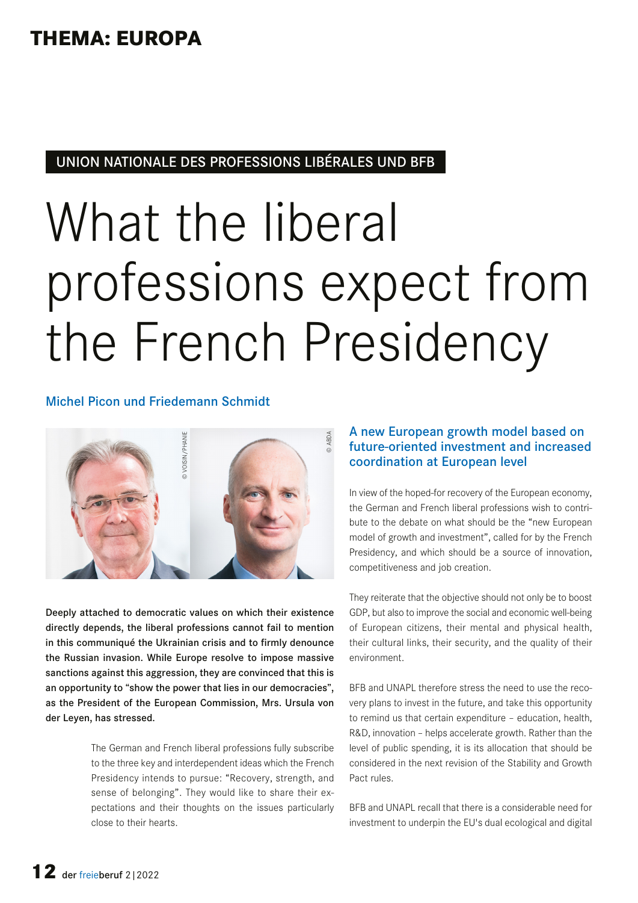THEMA: EUROPA

UNION NATIONALE DES PROFESSIONS LIBÉRALES UND BFB

# What the liberal professions expect from the French Presidency

Michel Picon und Friedemann Schmidt

**Deeply attached to democratic values on which their existence directly depends, the liberal professions cannot fail to mention in this communiqué the Ukrainian crisis and to firmly denounce the Russian invasion. While Europe resolve to impose massive sanctions against this aggression, they are convinced that this is an opportunity to "show the power that lies in our democracies", as the President of the European Commission, Mrs. Ursula von der Leyen, has stressed.**

The German and French liberal professions fully subscribe to the three key and interdependent ideas which the French Presidency intends to pursue: "Recovery, strength, and sense of belonging". They would like to share their expectations and their thoughts on the issues particularly close to their hearts.

## A new European growth model based on future-oriented investment and increased coordination at European level

In view of the hoped-for recovery of the European economy, the German and French liberal professions wish to contribute to the debate on what should be the "new European model of growth and investment", called for by the French Presidency, and which should be a source of innovation, competitiveness and job creation.

They reiterate that the objective should not only be to boost GDP, but also to improve the social and economic well-being of European citizens, their mental and physical health, their cultural links, their security, and the quality of their environment.

BFB and UNAPL therefore stress the need to use the recovery plans to invest in the future, and take this opportunity to remind us that certain expenditure – education, health, R&D, innovation – helps accelerate growth. Rather than the level of public spending, it is its allocation that should be considered in the next revision of the Stability and Growth Pact rules.

BFB and UNAPL recall that there is a considerable need for investment to underpin the EU's dual ecological and digital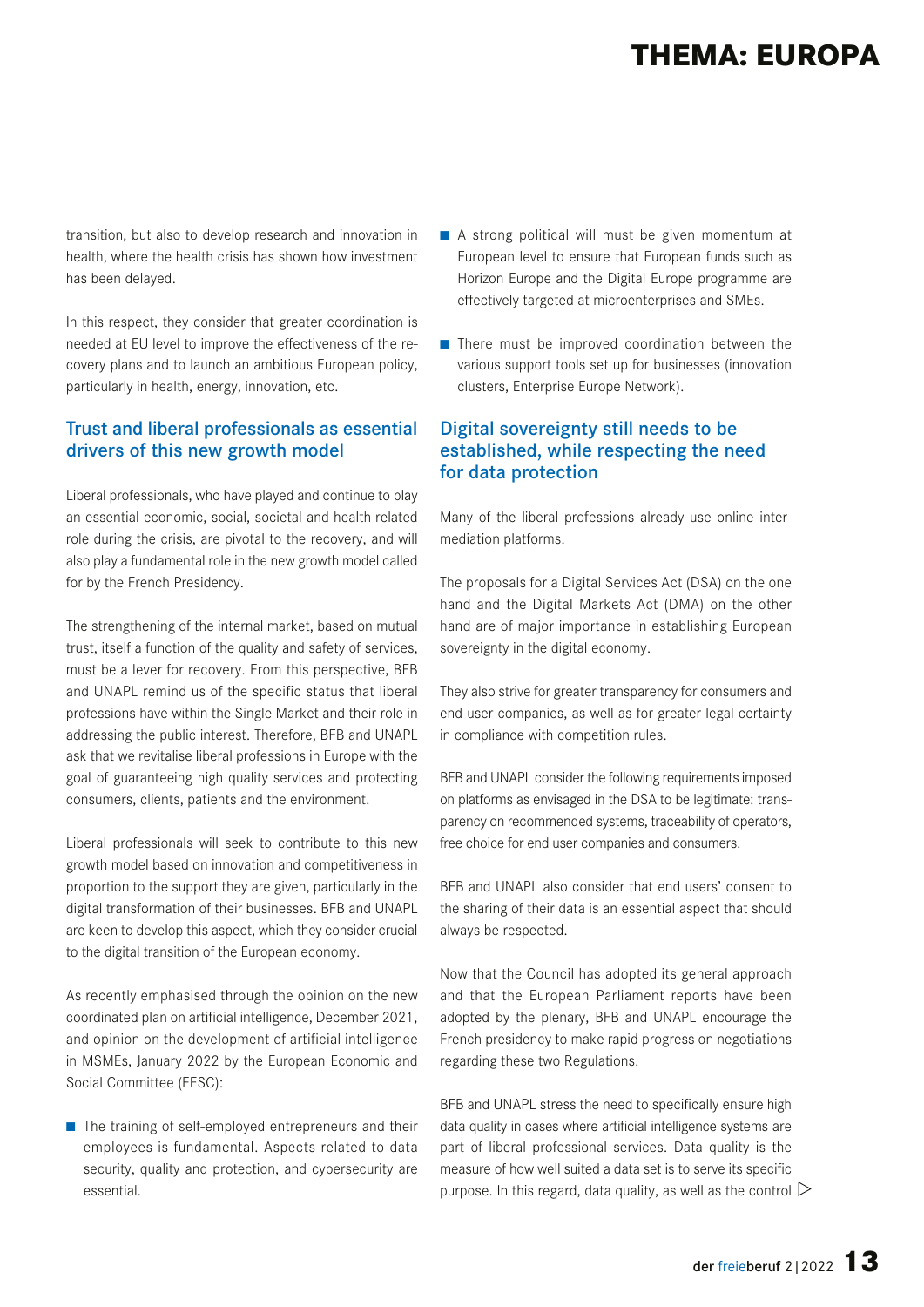transition, but also to develop research and innovation in health, where the health crisis has shown how investment has been delayed.

In this respect, they consider that greater coordination is needed at EU level to improve the effectiveness of the recovery plans and to launch an ambitious European policy, particularly in health, energy, innovation, etc.

## Trust and liberal professionals as essential drivers of this new growth model

Liberal professionals, who have played and continue to play an essential economic, social, societal and health-related role during the crisis, are pivotal to the recovery, and will also play a fundamental role in the new growth model called for by the French Presidency.

The strengthening of the internal market, based on mutual trust, itself a function of the quality and safety of services, must be a lever for recovery. From this perspective, BFB and UNAPL remind us of the specific status that liberal professions have within the Single Market and their role in addressing the public interest. Therefore, BFB and UNAPL ask that we revitalise liberal professions in Europe with the goal of guaranteeing high quality services and protecting consumers, clients, patients and the environment.

Liberal professionals will seek to contribute to this new growth model based on innovation and competitiveness in proportion to the support they are given, particularly in the digital transformation of their businesses. BFB and UNAPL are keen to develop this aspect, which they consider crucial to the digital transition of the European economy.

As recently emphasised through the opinion on the new coordinated plan on artificial intelligence, December 2021, and opinion on the development of artificial intelligence in MSMEs, January 2022 by the European Economic and Social Committee (EESC):

- The training of self-employed entrepreneurs and their employees is fundamental. Aspects related to data security, quality and protection, and cybersecurity are essential.
- A strong political will must be given momentum at European level to ensure that European funds such as Horizon Europe and the Digital Europe programme are effectively targeted at microenterprises and SMEs.
- There must be improved coordination between the various support tools set up for businesses (innovation clusters, Enterprise Europe Network).

## Digital sovereignty still needs to be established, while respecting the need for data protection

Many of the liberal professions already use online intermediation platforms.

The proposals for a Digital Services Act (DSA) on the one hand and the Digital Markets Act (DMA) on the other hand are of major importance in establishing European sovereignty in the digital economy.

They also strive for greater transparency for consumers and end user companies, as well as for greater legal certainty in compliance with competition rules.

BFB and UNAPL consider the following requirements imposed on platforms as envisaged in the DSA to be legitimate: transparency on recommended systems, traceability of operators, free choice for end user companies and consumers.

BFB and UNAPL also consider that end users' consent to the sharing of their data is an essential aspect that should always be respected.

Now that the Council has adopted its general approach and that the European Parliament reports have been adopted by the plenary, BFB and UNAPL encourage the French presidency to make rapid progress on negotiations regarding these two Regulations.

BFB and UNAPL stress the need to specifically ensure high data quality in cases where artificial intelligence systems are part of liberal professional services. Data quality is the measure of how well suited a data set is to serve its specific purpose. In this regard, data quality, as well as the control ▷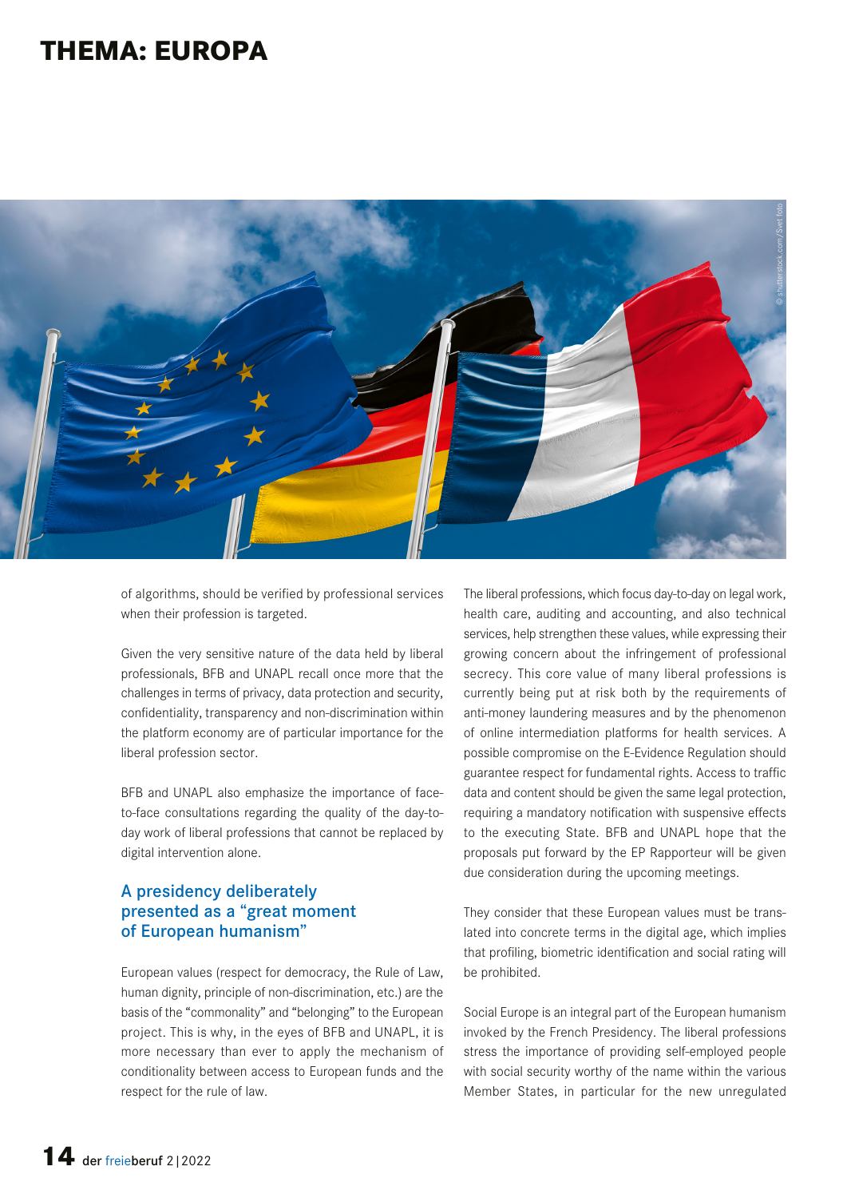of algorithms, should be verified by professional services when their profession is targeted.

Given the very sensitive nature of the data held by liberal professionals, BFB and UNAPL recall once more that the challenges in terms of privacy, data protection and security, confidentiality, transparency and non-discrimination within the platform economy are of particular importance for the liberal profession sector.

BFB and UNAPL also emphasize the importance of face-to-face consultations regarding the quality of the day-to-day work of liberal professions that cannot be replaced by digital intervention alone.

## A presidency deliberately presented as a "great moment of European humanism"

European values (respect for democracy, the Rule of Law, human dignity, principle of non-discrimination, etc.) are the basis of the "commonality" and "belonging" to the European project. This is why, in the eyes of BFB and UNAPL, it is more necessary than ever to apply the mechanism of conditionality between access to European funds and the respect for the rule of law.

The liberal professions, which focus day-to-day on legal work, health care, auditing and accounting, and also technical services, help strengthen these values, while expressing their growing concern about the infringement of professional secrecy. This core value of many liberal professions is currently being put at risk both by the requirements of anti-money laundering measures and by the phenomenon of online intermediation platforms for health services. A possible compromise on the E-Evidence Regulation should guarantee respect for fundamental rights. Access to traffic data and content should be given the same legal protection, requiring a mandatory notification with suspensive effects to the executing State. BFB and UNAPL hope that the proposals put forward by the EP Rapporteur will be given due consideration during the upcoming meetings.

They consider that these European values must be translated into concrete terms in the digital age, which implies that profiling, biometric identification and social rating will be prohibited.

Social Europe is an integral part of the European humanism invoked by the French Presidency. The liberal professions stress the importance of providing self-employed people with social security worthy of the name within the various Member States, in particular for the new unregulated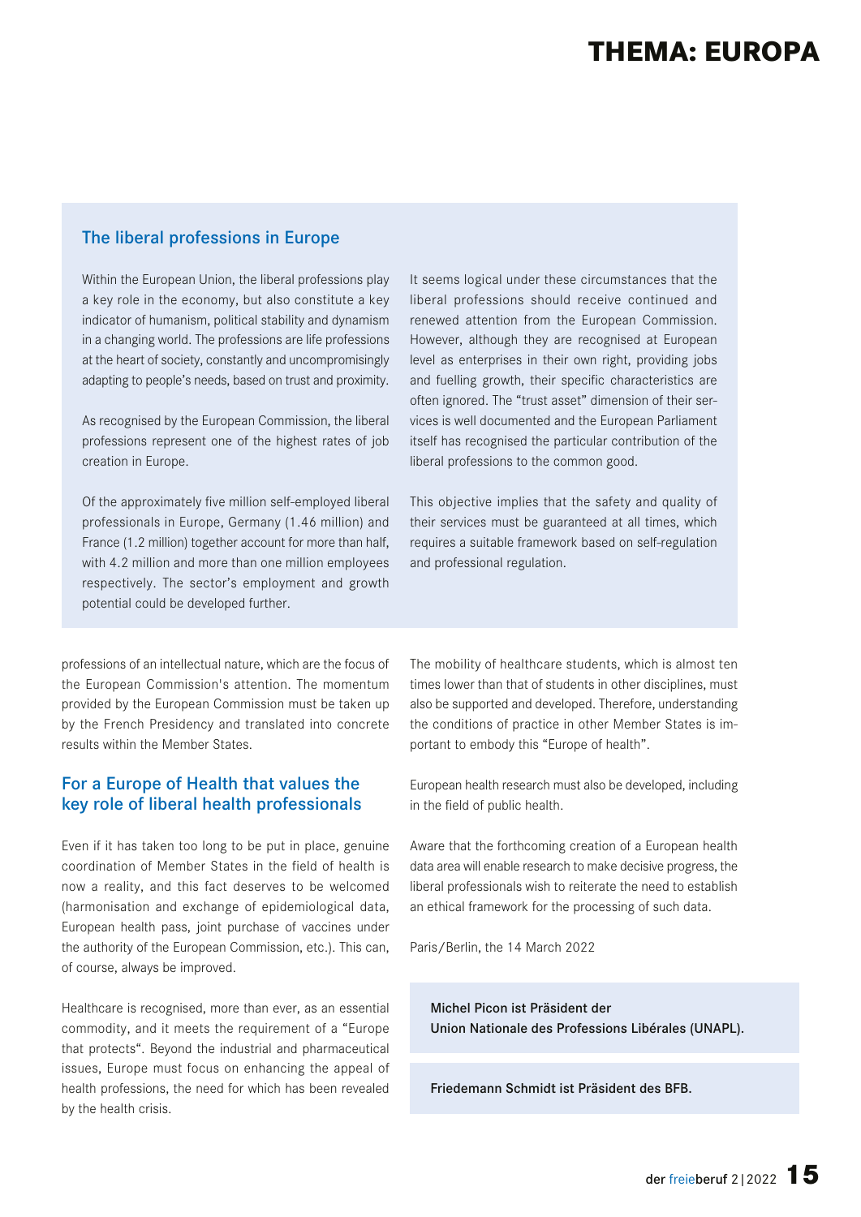## The liberal professions in Europe

Within the European Union, the liberal professions play a key role in the economy, but also constitute a key indicator of humanism, political stability and dynamism in a changing world. The professions are life professions at the heart of society, constantly and uncompromisingly adapting to people's needs, based on trust and proximity.

As recognised by the European Commission, the liberal professions represent one of the highest rates of job creation in Europe.

Of the approximately five million self-employed liberal professionals in Europe, Germany (1.46 million) and France (1.2 million) together account for more than half, with 4.2 million and more than one million employees respectively. The sector's employment and growth potential could be developed further.

It seems logical under these circumstances that the liberal professions should receive continued and renewed attention from the European Commission. However, although they are recognised at European level as enterprises in their own right, providing jobs and fuelling growth, their specific characteristics are often ignored. The "trust asset" dimension of their services is well documented and the European Parliament itself has recognised the particular contribution of the liberal professions to the common good.

This objective implies that the safety and quality of their services must be guaranteed at all times, which requires a suitable framework based on self-regulation and professional regulation.

professions of an intellectual nature, which are the focus of the European Commission's attention. The momentum provided by the European Commission must be taken up by the French Presidency and translated into concrete results within the Member States.

## For a Europe of Health that values the key role of liberal health professionals

Even if it has taken too long to be put in place, genuine coordination of Member States in the field of health is now a reality, and this fact deserves to be welcomed (harmonisation and exchange of epidemiological data, European health pass, joint purchase of vaccines under the authority of the European Commission, etc.). This can, of course, always be improved.

Healthcare is recognised, more than ever, as an essential commodity, and it meets the requirement of a "Europe that protects". Beyond the industrial and pharmaceutical issues, Europe must focus on enhancing the appeal of health professions, the need for which has been revealed by the health crisis.

The mobility of healthcare students, which is almost ten times lower than that of students in other disciplines, must also be supported and developed. Therefore, understanding the conditions of practice in other Member States is important to embody this "Europe of health".

European health research must also be developed, including in the field of public health.

Aware that the forthcoming creation of a European health data area will enable research to make decisive progress, the liberal professionals wish to reiterate the need to establish an ethical framework for the processing of such data.

Paris/Berlin, the 14 March 2022

**Michel Picon ist Präsident der Union Nationale des Professions Libérales (UNAPL).**

**Friedemann Schmidt ist Präsident des BFB.**